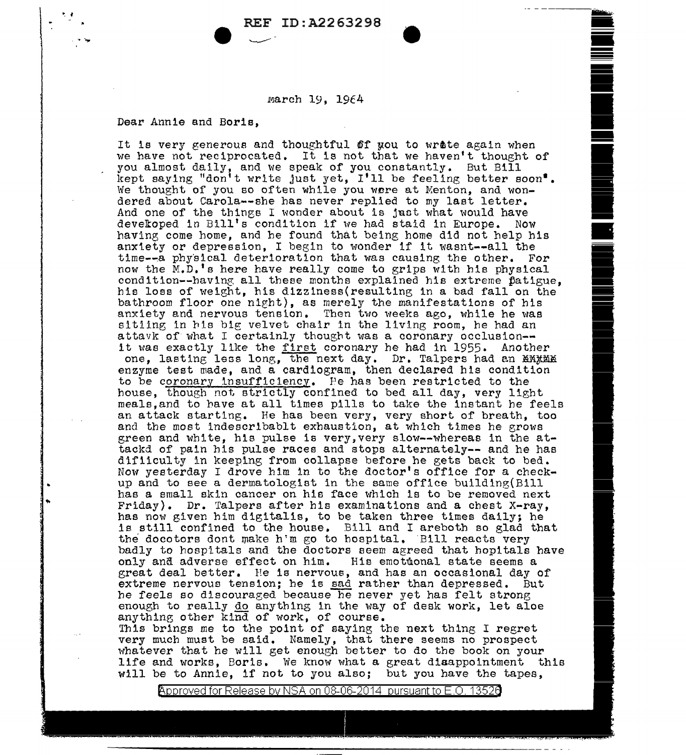march 19, 1964

Dear Annie and Boris,

It is very generous and thoughtful of you to write again when we have not reciprocated. It is not that we haven't thought of you almost daily, and we speak of you constantly. But Bill kept saying "don't write just yet, I'll be feeling better soon". We thought of you so often while you were at Menton, and wondered about Carola--she has never replied to my last letter. And one of the things I wonder about is just what would have developed in Bill's condition if we had staid in Europe. Now having come home, and he found that being home did not help his anxiety or depression, I begin to wonder if it wasnt--all the time--a physical deterioration that was causing the other. For now the M.D.'s here have really come to grips with his physical condition--having all these months explained his extreme fatigue, his loss of weight, his dizziness(resulting in a bad fall on the bathroom floor one night), as merely the manifestations of his anxiety and nervous tension. Then two weeks ago, while he was sitting in his big velvet chair in the living room, he had an attavk of what I certainly thought was a coronary occlusion--it was exactly like the <u>first</u> coronary he had in 1955. Another one, lasting less long, the next day. Dr. Talpers had an XXXXX enzyme test made, and a cardiogram, then declared his condition to be <u>coronary insufficiency</u>. He has been restricted to the house, though not strictly confined to bed all day, very light meals,and to have at all times pills to take the instant he feels an attack starting. He has been very, very short of breath, too and the most indescribablt exhaustion, at which times he grows green and white, his pulse is very,very slow--whereas in the attackd of pain his pulse races and stops alternately-- and he has difiiculty in keeping from collapse before he gets back to bed. Now yesterday I drove him in to the doctor's office for a check-up and to see a dermatologist in the same office building(Bill has a small skin cancer on his face which is to be removed next Friday). Dr. Talpers after his examinations and a chest X-ray, has now given him digitalis, to be taken three times daily; he is still confined to the house. Bill and I areboth so glad that the docotors dont make h'm go to hospital. Bill reacts very badly to hospitals and the doctors seem agreed that hopitals have only and adverse effect on him. His emotional state seems a great deal better. He is nervous, and has an occasional day of extreme nervous tension; he is <u>sad</u> rather than depressed. But he feels so discouraged because he never yet has felt strong enough to really <u>do</u> anything in the way of desk work, let aloe anything other kind of work, of course.

This brings me to the point of saying the next thing I regret very much must be said. Namely, that there seems no prospect whatever that he will get enough better to do the book on your life and works, Boris. We know what a great disappointment this will be to Annie, if not to you also; but you have the tapes,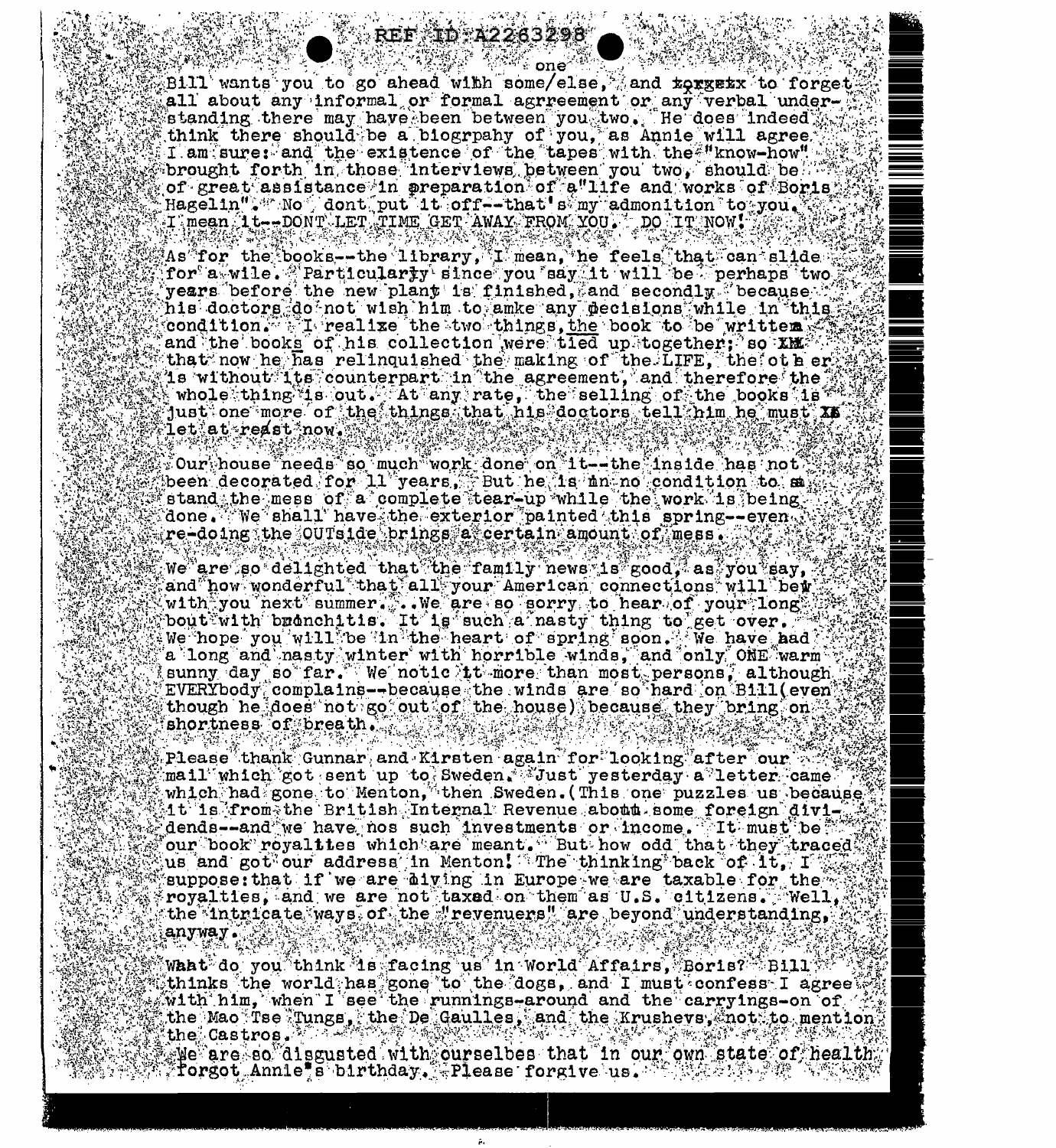one
Bill wants you to go ahead with some/else, and forget to forget all about any informal or formal agrreement or any verbal understanding there may have been between you two. He does indeed think there should be a biogrpahy of you, as Annie will agree I am sure: and the existence of the tapes with the "know-how" brought forth in those interviews between you two, should be of great assistance in preparation of a "life and works of Boris Hagelin". No, dont put it off--that's my admonition to you. I mean it--DONT LET TIME GET AWAY FROM YOU. DO IT NOW!

As for the books--the library, I mean, he feels that can slide for a wile. Particulary since you say it will be perhaps two years before the new plant is finished, and secondly because his doctors do not wish him to amke any decisions while in this condition. I realize the two things, the book to be writtem and the books of his collection were tied up together; so that now he has relinquished the making of the LIFE, the other is without its counterpart in the agreement, and therefore the whole thing is out. At any rate, the selling of the books is just one more of the things that his doctors tell him he must let at reast now.

Our house needs so much work done on it--the inside has not been decorated for 11 years. But he is in no condition to stand the mess of a complete tear-up while the work is being done. We shall have the exterior painted this spring--even re-doing the OUTside brings a certain amount of mess.

We are so delighted that the family news is good, as you say, and how wonderful that all your American connections will be with you next summer...We are so sorry to hear of your long bout with bronchitis. It is such a nasty thing to get over. We hope you will be in the heart of spring soon. We have had a long and nasty winter with horrible winds, and only ONE warm sunny day so far. We notic it more than most persons, although EVERYbody complains--because the winds are so hard on Bill (even though he does not go out of the house) because they bring on shortness of breath.

Please thank Gunnar and Kirsten again for looking after our mail which got sent up to Sweden. Just yesterday a letter came which had gone to Menton, then Sweden. (This one puzzles us because it is from the British Internal Revenue about some foreign dividends--and we have nos such investments or income. It must be our book royalties which are meant. But how odd that they traced us and got our address in Menton! The thinking back of it, I suppose: that if we are living in Europe we are taxable for the royalties, and we are not taxed on them as U.S. citizens. Well, the intricate ways of the "revenuers" are beyond understanding, anyway.

What do you think is facing us in World Affairs, Boris? Bill thinks the world has gone to the dogs, and I must confess I agree with him, when I see the runnings-around and the carryings-on of the Mao Tse Tungs, the De Gaulles, and the Krushevs, not to mention the Castros.

We are so disgusted with ourselbes that in our own state of health forgot Annie's birthday. Please forgive us.